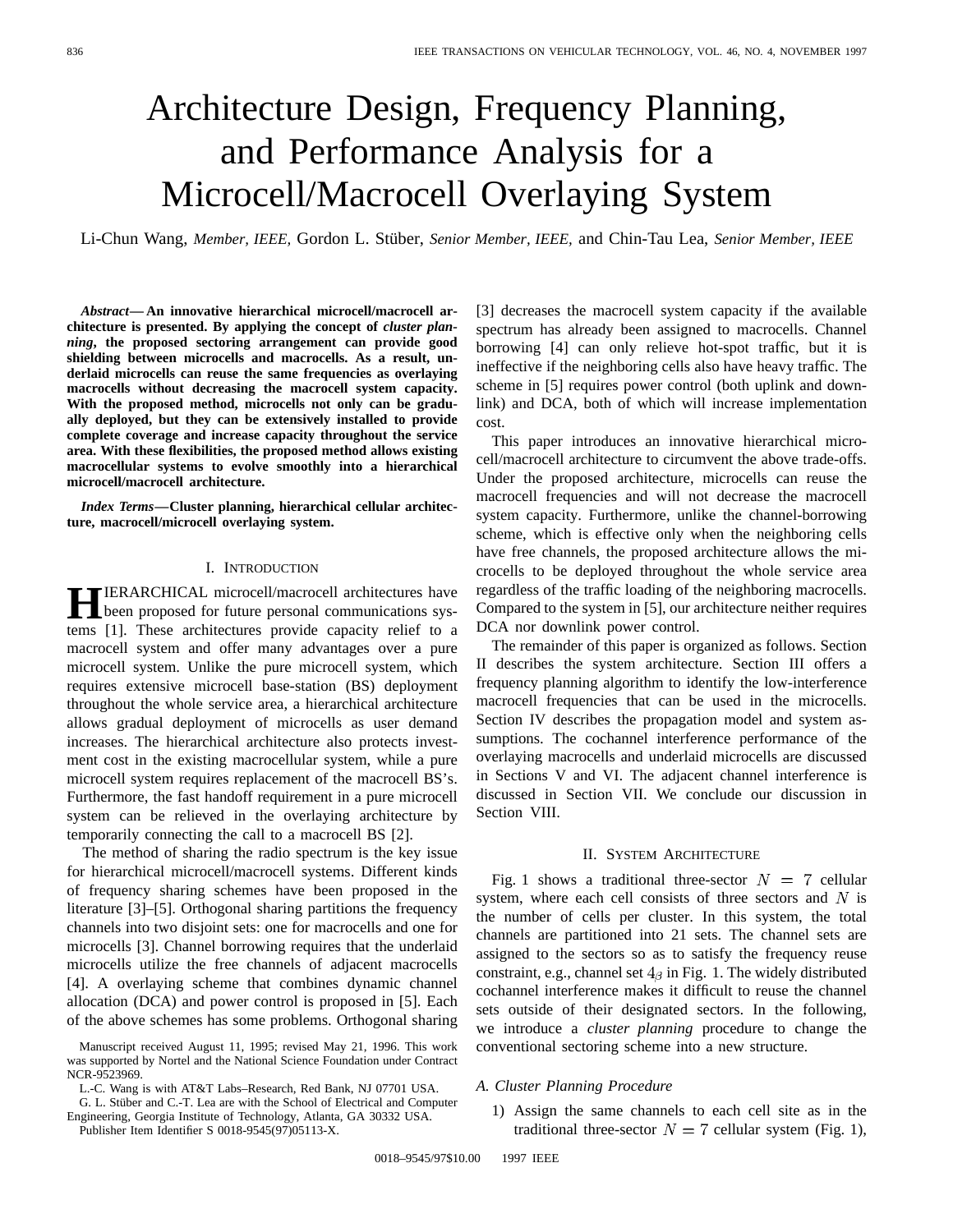# Architecture Design, Frequency Planning, and Performance Analysis for a Microcell/Macrocell Overlaying System

Li-Chun Wang, *Member, IEEE,* Gordon L. Stüber, *Senior Member, IEEE,* and Chin-Tau Lea, *Senior Member, IEEE*

***Abstract*— An innovative hierarchical microcell/macrocell architecture is presented. By applying the concept of *cluster planning*, the proposed sectoring arrangement can provide good shielding between microcells and macrocells. As a result, underlaid microcells can reuse the same frequencies as overlaying macrocells without decreasing the macrocell system capacity. With the proposed method, microcells not only can be gradually deployed, but they can be extensively installed to provide complete coverage and increase capacity throughout the service area. With these flexibilities, the proposed method allows existing macrocellular systems to evolve smoothly into a hierarchical microcell/macrocell architecture.**

***Index Terms*—Cluster planning, hierarchical cellular architecture, macrocell/microcell overlaying system.**

## I. Introduction

Hierarchical microcell/macrocell architectures have been proposed for future personal communications systems [1]. These architectures provide capacity relief to a macrocell system and offer many advantages over a pure microcell system. Unlike the pure microcell system, which requires extensive microcell base-station (BS) deployment throughout the whole service area, a hierarchical architecture allows gradual deployment of microcells as user demand increases. The hierarchical architecture also protects investment cost in the existing macrocellular system, while a pure microcell system requires replacement of the macrocell BS's. Furthermore, the fast handoff requirement in a pure microcell system can be relieved in the overlaying architecture by temporarily connecting the call to a macrocell BS [2].

The method of sharing the radio spectrum is the key issue for hierarchical microcell/macrocell systems. Different kinds of frequency sharing schemes have been proposed in the literature [3]–[5]. Orthogonal sharing partitions the frequency channels into two disjoint sets: one for macrocells and one for microcells [3]. Channel borrowing requires that the underlaid microcells utilize the free channels of adjacent macrocells [4]. A overlaying scheme that combines dynamic channel allocation (DCA) and power control is proposed in [5]. Each of the above schemes has some problems. Orthogonal sharing [3] decreases the macrocell system capacity if the available spectrum has already been assigned to macrocells. Channel borrowing [4] can only relieve hot-spot traffic, but it is ineffective if the neighboring cells also have heavy traffic. The scheme in [5] requires power control (both uplink and downlink) and DCA, both of which will increase implementation cost.

This paper introduces an innovative hierarchical microcell/macrocell architecture to circumvent the above trade-offs. Under the proposed architecture, microcells can reuse the macrocell frequencies and will not decrease the macrocell system capacity. Furthermore, unlike the channel-borrowing scheme, which is effective only when the neighboring cells have free channels, the proposed architecture allows the microcells to be deployed throughout the whole service area regardless of the traffic loading of the neighboring macrocells. Compared to the system in [5], our architecture neither requires DCA nor downlink power control.

The remainder of this paper is organized as follows. Section II describes the system architecture. Section III offers a frequency planning algorithm to identify the low-interference macrocell frequencies that can be used in the microcells. Section IV describes the propagation model and system assumptions. The cochannel interference performance of the overlaying macrocells and underlaid microcells are discussed in Sections V and VI. The adjacent channel interference is discussed in Section VII. We conclude our discussion in Section VIII.

## II. System Architecture

Fig. 1 shows a traditional three-sector $N = 7$ cellular system, where each cell consists of three sectors and $N$ is the number of cells per cluster. In this system, the total channels are partitioned into 21 sets. The channel sets are assigned to the sectors so as to satisfy the frequency reuse constraint, e.g., channel set $4_\beta$ in Fig. 1. The widely distributed cochannel interference makes it difficult to reuse the channel sets outside of their designated sectors. In the following, we introduce a *cluster planning* procedure to change the conventional sectoring scheme into a new structure.

### A. Cluster Planning Procedure

1) Assign the same channels to each cell site as in the traditional three-sector $N = 7$ cellular system (Fig. 1),

Manuscript received August 11, 1995; revised May 21, 1996. This work was supported by Nortel and the National Science Foundation under Contract NCR-9523969.

L.-C. Wang is with AT&T Labs–Research, Red Bank, NJ 07701 USA.

G. L. Stüber and C.-T. Lea are with the School of Electrical and Computer Engineering, Georgia Institute of Technology, Atlanta, GA 30332 USA.

Publisher Item Identifier S 0018-9545(97)05113-X.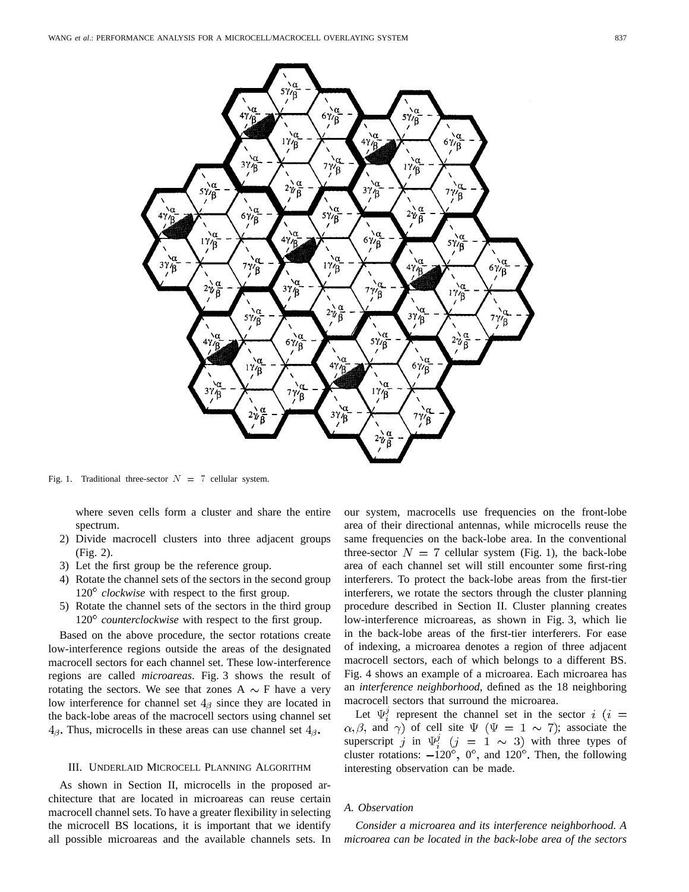Fig. 1. Traditional three-sector $N = 7$ cellular system.

where seven cells form a cluster and share the entire spectrum.

2) Divide macrocell clusters into three adjacent groups (Fig. 2).
3) Let the first group be the reference group.
4) Rotate the channel sets of the sectors in the second group 120° *clockwise* with respect to the first group.
5) Rotate the channel sets of the sectors in the third group 120° *counterclockwise* with respect to the first group.

Based on the above procedure, the sector rotations create low-interference regions outside the areas of the designated macrocell sectors for each channel set. These low-interference regions are called *microareas*. Fig. 3 shows the result of rotating the sectors. We see that zones A $\sim$ F have a very low interference for channel set $4_\beta$ since they are located in the back-lobe areas of the macrocell sectors using channel set $4_\beta$. Thus, microcells in these areas can use channel set $4_\beta$.

## III. Underlaid Microcell Planning Algorithm

As shown in Section II, microcells in the proposed architecture that are located in microareas can reuse certain macrocell channel sets. To have a greater flexibility in selecting the microcell BS locations, it is important that we identify all possible microareas and the available channels sets. In our system, macrocells use frequencies on the front-lobe area of their directional antennas, while microcells reuse the same frequencies on the back-lobe area. In the conventional three-sector $N = 7$ cellular system (Fig. 1), the back-lobe area of each channel set will still encounter some first-ring interferers. To protect the back-lobe areas from the first-tier interferers, we rotate the sectors through the cluster planning procedure described in Section II. Cluster planning creates low-interference microareas, as shown in Fig. 3, which lie in the back-lobe areas of the first-tier interferers. For ease of indexing, a microarea denotes a region of three adjacent macrocell sectors, each of which belongs to a different BS. Fig. 4 shows an example of a microarea. Each microarea has an *interference neighborhood*, defined as the 18 neighboring macrocell sectors that surround the microarea.

Let $\Psi_i^j$ represent the channel set in the sector $i$ ($i = \alpha, \beta$, and $\gamma$) of cell site $\Psi$ ($\Psi = 1 \sim 7$); associate the superscript $j$ in $\Psi_i^j$ ($j = 1 \sim 3$) with three types of cluster rotations: $-120°$, $0°$, and $120°$. Then, the following interesting observation can be made.

### A. Observation

*Consider a microarea and its interference neighborhood. A microarea can be located in the back-lobe area of the sectors*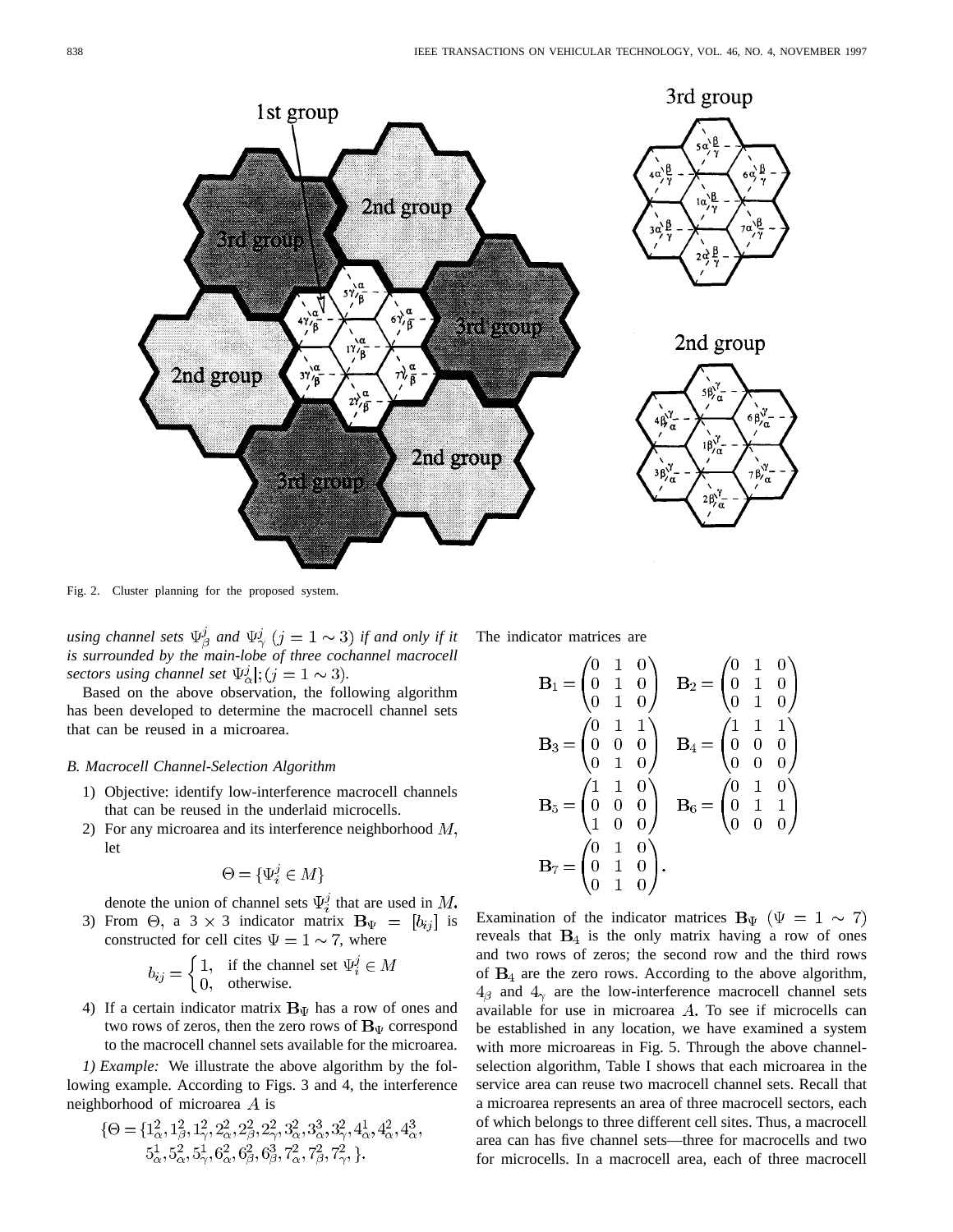Fig. 2. Cluster planning for the proposed system.

*using channel sets $\Psi_\beta^j$ and $\Psi_\gamma^j$ $(j = 1 \sim 3)$ if and only if it is surrounded by the main-lobe of three cochannel macrocell sectors using channel set $\Psi_\alpha^j$|; $(j = 1 \sim 3)$.*

Based on the above observation, the following algorithm has been developed to determine the macrocell channel sets that can be reused in a microarea.

### *B. Macrocell Channel-Selection Algorithm*

1) Objective: identify low-interference macrocell channels that can be reused in the underlaid microcells.
2) For any microarea and its interference neighborhood $M$, let

$$\Theta = \{\Psi_i^j \in M\}$$

denote the union of channel sets $\Psi_i^j$ that are used in $M$.
3) From $\Theta$, a $3 \times 3$ indicator matrix $\mathbf{B}_\Psi = [b_{ij}]$ is constructed for cell cites $\Psi = 1 \sim 7$, where

$$b_{ij} = \begin{cases} 1, & \text{if the channel set } \Psi_i^j \in M \\ 0, & \text{otherwise.} \end{cases}$$

4) If a certain indicator matrix $\mathbf{B}_\Psi$ has a row of ones and two rows of zeros, then the zero rows of $\mathbf{B}_\Psi$ correspond to the macrocell channel sets available for the microarea.

*1) Example:* We illustrate the above algorithm by the following example. According to Figs. 3 and 4, the interference neighborhood of microarea $A$ is

$$\{\Theta = \{1_\alpha^2, 1_\beta^2, 1_\gamma^2, 2_\alpha^2, 2_\beta^2, 2_\gamma^2, 3_\alpha^2, 3_\alpha^3, 3_\gamma^2, 4_\alpha^1, 4_\alpha^2, 4_\alpha^3, 5_\alpha^1, 5_\alpha^2, 5_\gamma^1, 6_\alpha^2, 6_\beta^2, 6_\beta^3, 7_\alpha^2, 7_\beta^2, 7_\gamma^2, \}.$$

The indicator matrices are

$$\mathbf{B}_1 = \begin{pmatrix} 0 & 1 & 0 \\ 0 & 1 & 0 \\ 0 & 1 & 0 \end{pmatrix} \quad \mathbf{B}_2 = \begin{pmatrix} 0 & 1 & 0 \\ 0 & 1 & 0 \\ 0 & 1 & 0 \end{pmatrix}$$

$$\mathbf{B}_3 = \begin{pmatrix} 0 & 1 & 1 \\ 0 & 0 & 0 \\ 0 & 1 & 0 \end{pmatrix} \quad \mathbf{B}_4 = \begin{pmatrix} 1 & 1 & 1 \\ 0 & 0 & 0 \\ 0 & 0 & 0 \end{pmatrix}$$

$$\mathbf{B}_5 = \begin{pmatrix} 1 & 1 & 0 \\ 0 & 0 & 0 \\ 1 & 0 & 0 \end{pmatrix} \quad \mathbf{B}_6 = \begin{pmatrix} 0 & 1 & 0 \\ 0 & 1 & 1 \\ 0 & 0 & 0 \end{pmatrix}$$

$$\mathbf{B}_7 = \begin{pmatrix} 0 & 1 & 0 \\ 0 & 1 & 0 \\ 0 & 1 & 0 \end{pmatrix}.$$

Examination of the indicator matrices $\mathbf{B}_\Psi$ $(\Psi = 1 \sim 7)$ reveals that $\mathbf{B}_4$ is the only matrix having a row of ones and two rows of zeros; the second row and the third rows of $\mathbf{B}_4$ are the zero rows. According to the above algorithm, $4_\beta$ and $4_\gamma$ are the low-interference macrocell channel sets available for use in microarea $A$. To see if microcells can be established in any location, we have examined a system with more microareas in Fig. 5. Through the above channel-selection algorithm, Table I shows that each microarea in the service area can reuse two macrocell channel sets. Recall that a microarea represents an area of three macrocell sectors, each of which belongs to three different cell sites. Thus, a macrocell area can has five channel sets—three for macrocells and two for microcells. In a macrocell area, each of three macrocell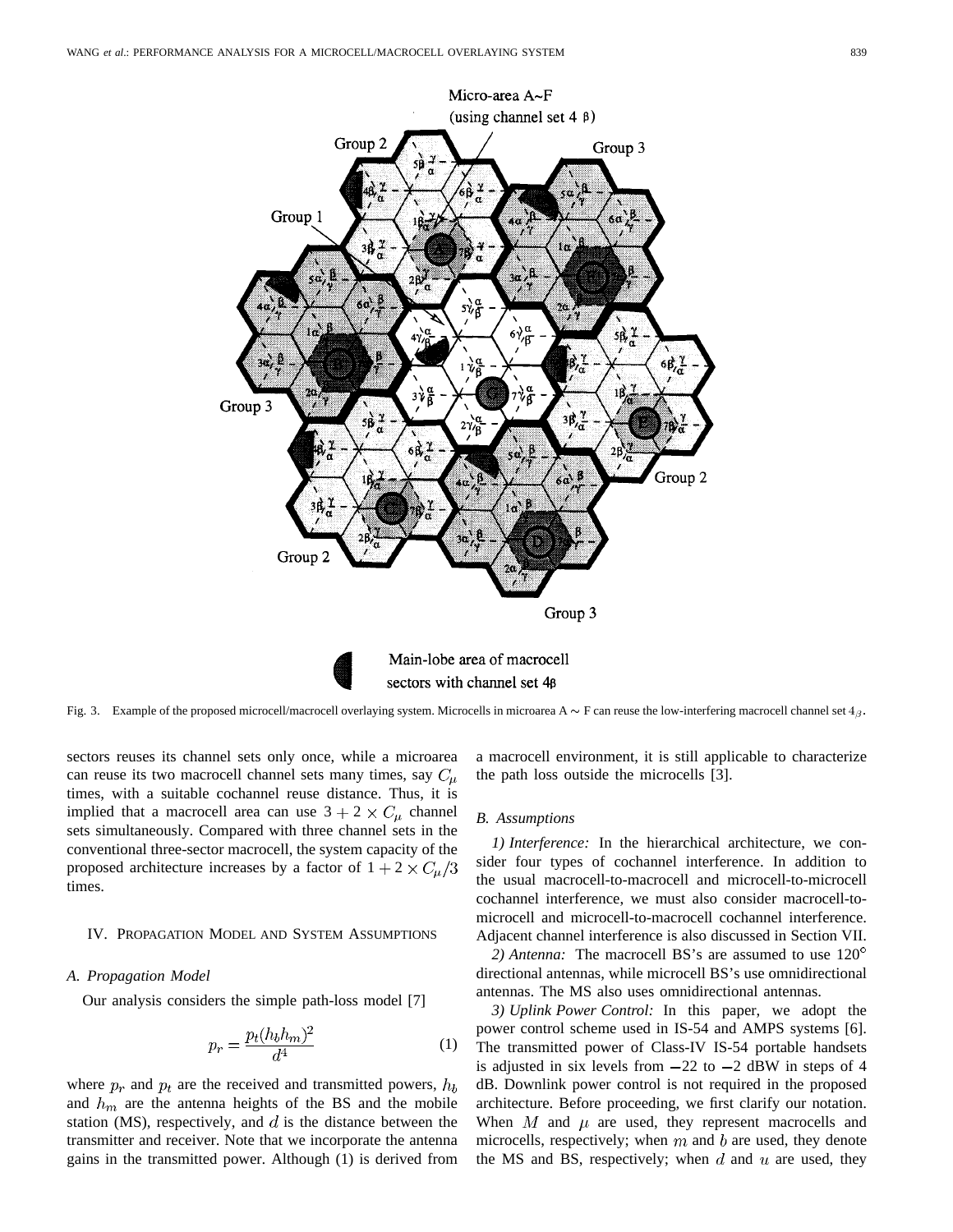Fig. 3. Example of the proposed microcell/macrocell overlaying system. Microcells in microarea A ∼ F can reuse the low-interfering macrocell channel set $4_\beta$.

sectors reuses its channel sets only once, while a microarea can reuse its two macrocell channel sets many times, say $C_\mu$ times, with a suitable cochannel reuse distance. Thus, it is implied that a macrocell area can use $3 + 2 \times C_\mu$ channel sets simultaneously. Compared with three channel sets in the conventional three-sector macrocell, the system capacity of the proposed architecture increases by a factor of $1 + 2 \times C_\mu/3$ times.

## IV. Propagation Model and System Assumptions

### A. Propagation Model

Our analysis considers the simple path-loss model [7]

$$p_r = \frac{p_t(h_b h_m)^2}{d^4} \tag{1}$$

where $p_r$ and $p_t$ are the received and transmitted powers, $h_b$ and $h_m$ are the antenna heights of the BS and the mobile station (MS), respectively, and $d$ is the distance between the transmitter and receiver. Note that we incorporate the antenna gains in the transmitted power. Although (1) is derived from a macrocell environment, it is still applicable to characterize the path loss outside the microcells [3].

### B. Assumptions

*1) Interference:* In the hierarchical architecture, we consider four types of cochannel interference. In addition to the usual macrocell-to-macrocell and microcell-to-microcell cochannel interference, we must also consider macrocell-to-microcell and microcell-to-macrocell cochannel interference. Adjacent channel interference is also discussed in Section VII.

*2) Antenna:* The macrocell BS's are assumed to use 120° directional antennas, while microcell BS's use omnidirectional antennas. The MS also uses omnidirectional antennas.

*3) Uplink Power Control:* In this paper, we adopt the power control scheme used in IS-54 and AMPS systems [6]. The transmitted power of Class-IV IS-54 portable handsets is adjusted in six levels from −22 to −2 dBW in steps of 4 dB. Downlink power control is not required in the proposed architecture. Before proceeding, we first clarify our notation. When $M$ and $\mu$ are used, they represent macrocells and microcells, respectively; when $m$ and $b$ are used, they denote the MS and BS, respectively; when $d$ and $u$ are used, they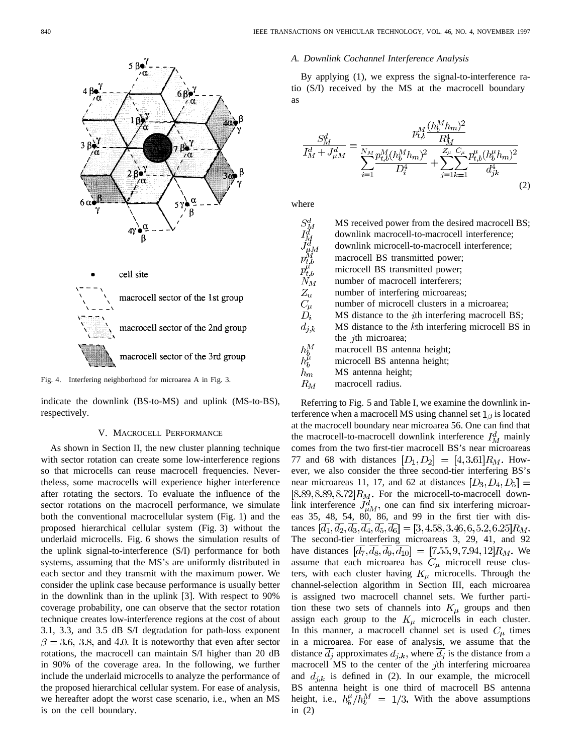cell site

macrocell sector of the 1st group

macrocell sector of the 2nd group

macrocell sector of the 3rd group

Fig. 4. Interfering neighborhood for microarea A in Fig. 3.

indicate the downlink (BS-to-MS) and uplink (MS-to-BS), respectively.

## V. Macrocell Performance

As shown in Section II, the new cluster planning technique with sector rotation can create some low-interference regions so that microcells can reuse macrocell frequencies. Nevertheless, some macrocells will experience higher interference after rotating the sectors. To evaluate the influence of the sector rotations on the macrocell performance, we simulate both the conventional macrocellular system (Fig. 1) and the proposed hierarchical cellular system (Fig. 3) without the underlaid microcells. Fig. 6 shows the simulation results of the uplink signal-to-interference (S/I) performance for both systems, assuming that the MS's are uniformly distributed in each sector and they transmit with the maximum power. We consider the uplink case because performance is usually better in the downlink than in the uplink [3]. With respect to 90% coverage probability, one can observe that the sector rotation technique creates low-interference regions at the cost of about 3.1, 3.3, and 3.5 dB S/I degradation for path-loss exponent $\beta = 3.6$, $3.8$, and $4.0$. It is noteworthy that even after sector rotations, the macrocell can maintain S/I higher than 20 dB in 90% of the coverage area. In the following, we further include the underlaid microcells to analyze the performance of the proposed hierarchical cellular system. For ease of analysis, we hereafter adopt the worst case scenario, i.e., when an MS is on the cell boundary.

### A. Downlink Cochannel Interference Analysis

By applying (1), we express the signal-to-interference ratio (S/I) received by the MS at the macrocell boundary as

$$\frac{S_M^d}{I_M^d + J_{\mu M}^d} = \frac{p_{t,b}^M \dfrac{(h_b^M h_m)^2}{R_M^4}}{\displaystyle\sum_{i=1}^{N_M} \frac{p_{t,b}^M (h_b^M h_m)^2}{D_i^4} + \sum_{j=1}^{Z_\mu} \sum_{k=1}^{C_\mu} \frac{p_{t,b}^\mu (h_b^\mu h_m)^2}{d_{jk}^4}} \tag{2}$$

where

- $S_M^d$ MS received power from the desired macrocell BS;
- $I_M^d$ downlink macrocell-to-macrocell interference;
- $J_{\mu M}^d$ downlink microcell-to-macrocell interference;
- $p_{t,b}^M$ macrocell BS transmitted power;
- $p_{t,b}^\mu$ microcell BS transmitted power;
- $N_M$ number of macrocell interferers;
- $Z_\mu$ number of interfering microareas;
- $C_\mu$ number of microcell clusters in a microarea;
- $D_i$ MS distance to the $i$th interfering macrocell BS;
- $d_{j,k}$ MS distance to the $k$th interfering microcell BS in the $j$th microarea;
- $h_b^M$ macrocell BS antenna height;
- $h_b^\mu$ microcell BS antenna height;
- $h_m$ MS antenna height;
- $R_M$ macrocell radius.

Referring to Fig. 5 and Table I, we examine the downlink interference when a macrocell MS using channel set $1_\beta$ is located at the macrocell boundary near microarea 56. One can find that the macrocell-to-macrocell downlink interference $I_M^d$ mainly comes from the two first-tier macrocell BS's near microareas 77 and 68 with distances $[D_1, D_2] = [4, 3.61]R_M$. However, we also consider the three second-tier interfering BS's near microareas 11, 17, and 62 at distances $[D_3, D_4, D_5] = [8.89, 8.89, 8.72]R_M$. For the microcell-to-macrocell downlink interference $J_{\mu M}^d$, one can find six interfering microareas 35, 48, 54, 80, 86, and 99 in the first tier with distances $[\overline{d_1}, \overline{d_2}, \overline{d_3}, \overline{d_4}, \overline{d_5}, \overline{d_6}] = [3, 4.58, 3.46, 6, 5.2, 6.25]R_M$. The second-tier interfering microareas 3, 29, 41, and 92 have distances $[\overline{d_7}, \overline{d_8}, \overline{d_9}, \overline{d_{10}}] = [7.55, 9, 7.94, 12]R_M$. We assume that each microarea has $C_\mu$ microcell reuse clusters, with each cluster having $K_\mu$ microcells. Through the channel-selection algorithm in Section III, each microarea is assigned two macrocell channel sets. We further partition these two sets of channels into $K_\mu$ groups and then assign each group to the $K_\mu$ microcells in each cluster. In this manner, a macrocell channel set is used $C_\mu$ times in a microarea. For ease of analysis, we assume that the distance $\overline{d_j}$ approximates $d_{j,k}$, where $\overline{d_j}$ is the distance from a macrocell MS to the center of the $j$th interfering microarea and $d_{j,k}$ is defined in (2). In our example, the microcell BS antenna height is one third of macrocell BS antenna height, i.e., $h_b^\mu / h_b^M = 1/3$. With the above assumptions in (2)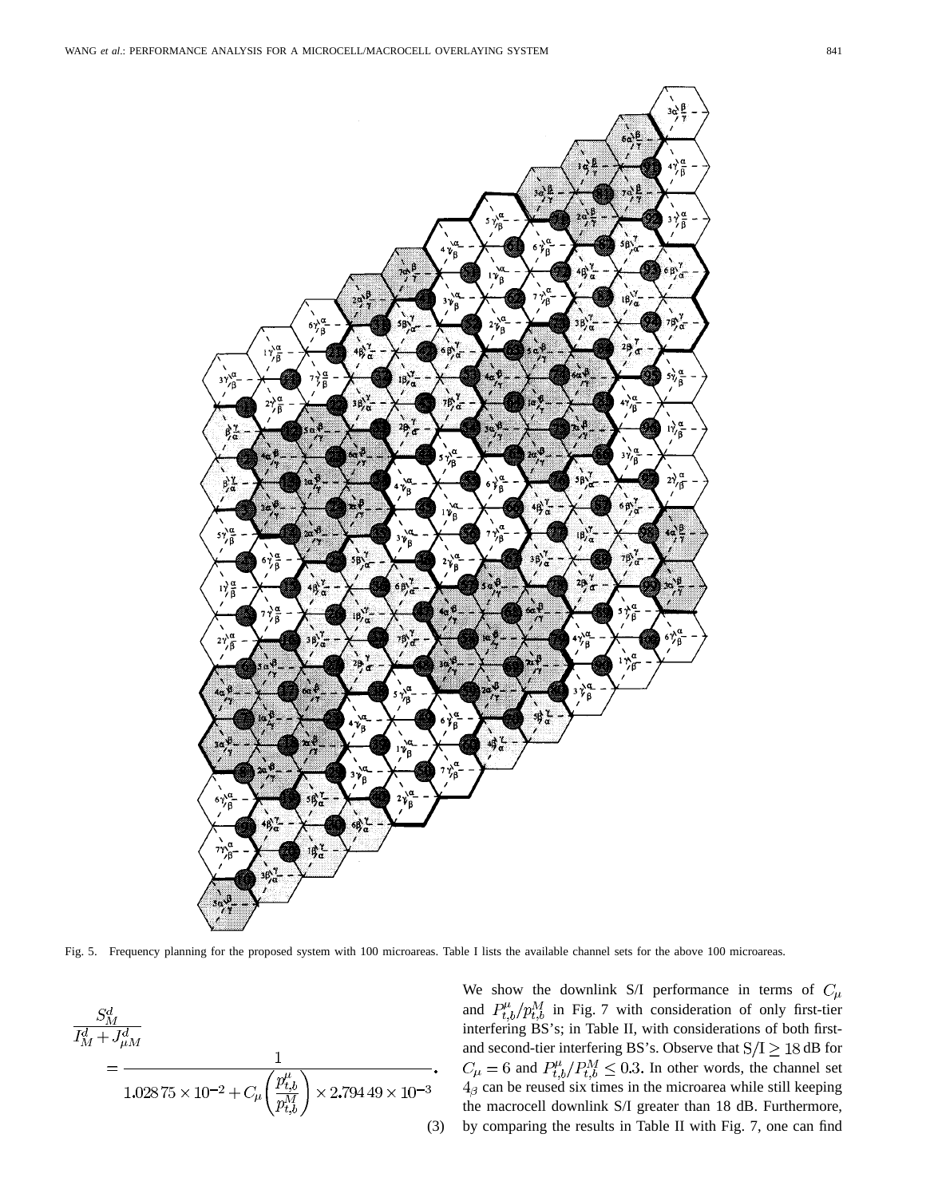Fig. 5. Frequency planning for the proposed system with 100 microareas. Table I lists the available channel sets for the above 100 microareas.

$$\frac{S_M^d}{I_M^d + J_{\mu M}^d} = \frac{1}{1.028\,75 \times 10^{-2} + C_\mu \left(\dfrac{P_{t,b}^\mu}{p_{t,b}^M}\right) \times 2.794\,49 \times 10^{-3}}. \quad (3)$$

We show the downlink S/I performance in terms of $C_\mu$ and $P_{t,b}^\mu / p_{t,b}^M$ in Fig. 7 with consideration of only first-tier interfering BS's; in Table II, with considerations of both first- and second-tier interfering BS's. Observe that $\mathrm{S/I} \geq 18$ dB for $C_\mu = 6$ and $P_{t,b}^\mu / P_{t,b}^M \leq 0.3$. In other words, the channel set $4_\beta$ can be reused six times in the microarea while still keeping the macrocell downlink S/I greater than 18 dB. Furthermore, by comparing the results in Table II with Fig. 7, one can find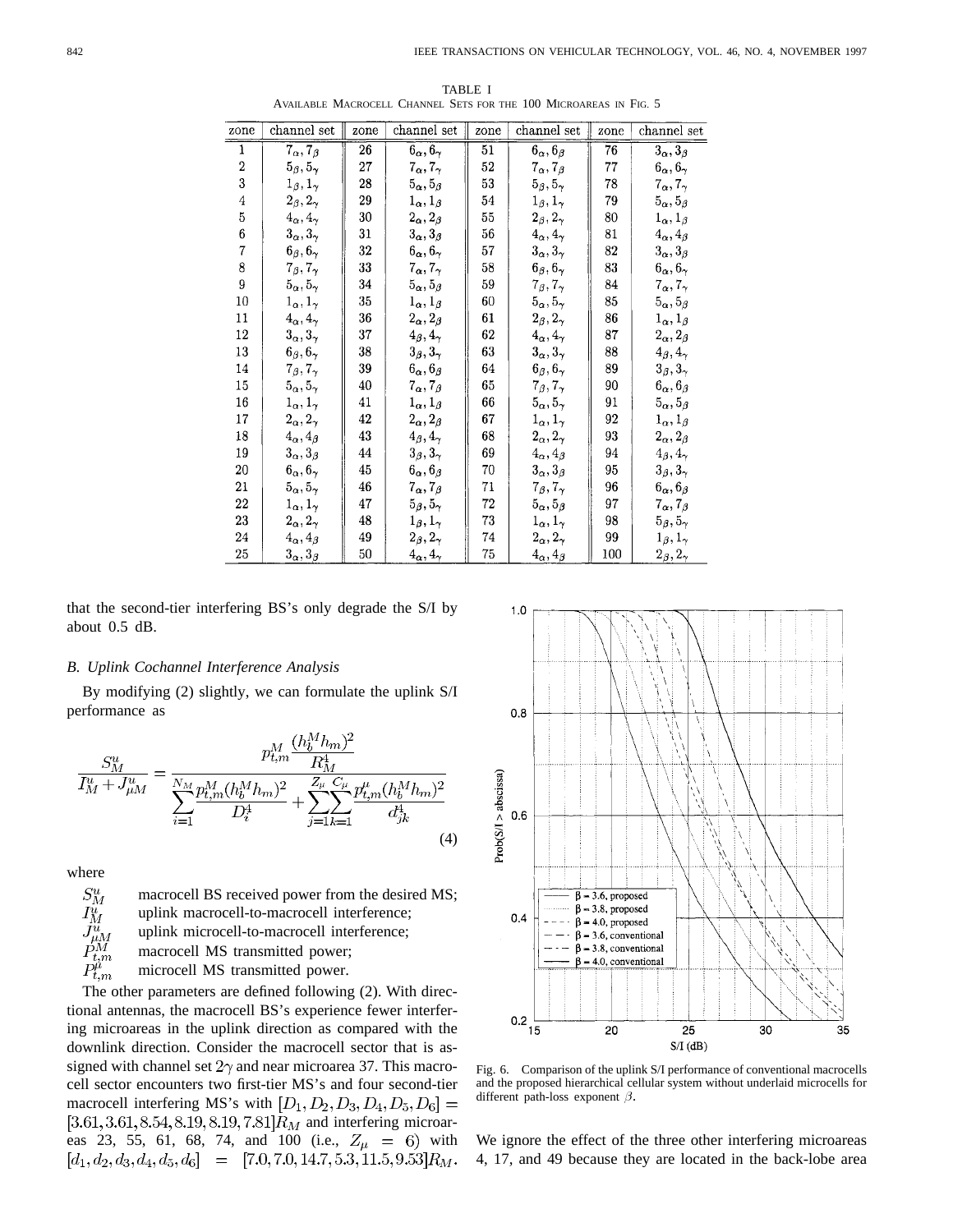TABLE I
AVAILABLE MACROCELL CHANNEL SETS FOR THE 100 MICROAREAS IN FIG. 5

| zone | channel set | zone | channel set | zone | channel set | zone | channel set |
|---|---|---|---|---|---|---|---|
| 1 | $7_\alpha, 7_\beta$ | 26 | $6_\alpha, 6_\gamma$ | 51 | $6_\alpha, 6_\beta$ | 76 | $3_\alpha, 3_\beta$ |
| 2 | $5_\beta, 5_\gamma$ | 27 | $7_\alpha, 7_\gamma$ | 52 | $7_\alpha, 7_\beta$ | 77 | $6_\alpha, 6_\gamma$ |
| 3 | $1_\beta, 1_\gamma$ | 28 | $5_\alpha, 5_\beta$ | 53 | $5_\beta, 5_\gamma$ | 78 | $7_\alpha, 7_\gamma$ |
| 4 | $2_\beta, 2_\gamma$ | 29 | $1_\alpha, 1_\beta$ | 54 | $1_\beta, 1_\gamma$ | 79 | $5_\alpha, 5_\beta$ |
| 5 | $4_\alpha, 4_\gamma$ | 30 | $2_\alpha, 2_\beta$ | 55 | $2_\beta, 2_\gamma$ | 80 | $1_\alpha, 1_\beta$ |
| 6 | $3_\alpha, 3_\gamma$ | 31 | $3_\alpha, 3_\beta$ | 56 | $4_\alpha, 4_\gamma$ | 81 | $4_\alpha, 4_\beta$ |
| 7 | $6_\beta, 6_\gamma$ | 32 | $6_\alpha, 6_\gamma$ | 57 | $3_\alpha, 3_\gamma$ | 82 | $3_\alpha, 3_\beta$ |
| 8 | $7_\beta, 7_\gamma$ | 33 | $7_\alpha, 7_\gamma$ | 58 | $6_\beta, 6_\gamma$ | 83 | $6_\alpha, 6_\gamma$ |
| 9 | $5_\alpha, 5_\gamma$ | 34 | $5_\alpha, 5_\beta$ | 59 | $7_\beta, 7_\gamma$ | 84 | $7_\alpha, 7_\gamma$ |
| 10 | $1_\alpha, 1_\gamma$ | 35 | $1_\alpha, 1_\beta$ | 60 | $5_\alpha, 5_\gamma$ | 85 | $5_\alpha, 5_\beta$ |
| 11 | $4_\alpha, 4_\gamma$ | 36 | $2_\alpha, 2_\beta$ | 61 | $2_\beta, 2_\gamma$ | 86 | $1_\alpha, 1_\beta$ |
| 12 | $3_\alpha, 3_\gamma$ | 37 | $4_\beta, 4_\gamma$ | 62 | $4_\alpha, 4_\gamma$ | 87 | $2_\alpha, 2_\beta$ |
| 13 | $6_\beta, 6_\gamma$ | 38 | $3_\beta, 3_\gamma$ | 63 | $3_\alpha, 3_\gamma$ | 88 | $4_\beta, 4_\gamma$ |
| 14 | $7_\beta, 7_\gamma$ | 39 | $6_\alpha, 6_\beta$ | 64 | $6_\beta, 6_\gamma$ | 89 | $3_\beta, 3_\gamma$ |
| 15 | $5_\alpha, 5_\gamma$ | 40 | $7_\alpha, 7_\beta$ | 65 | $7_\beta, 7_\gamma$ | 90 | $6_\alpha, 6_\beta$ |
| 16 | $1_\alpha, 1_\gamma$ | 41 | $1_\alpha, 1_\beta$ | 66 | $5_\alpha, 5_\gamma$ | 91 | $5_\alpha, 5_\beta$ |
| 17 | $2_\alpha, 2_\gamma$ | 42 | $2_\alpha, 2_\beta$ | 67 | $1_\alpha, 1_\gamma$ | 92 | $1_\alpha, 1_\beta$ |
| 18 | $4_\alpha, 4_\beta$ | 43 | $4_\beta, 4_\gamma$ | 68 | $2_\alpha, 2_\gamma$ | 93 | $2_\alpha, 2_\beta$ |
| 19 | $3_\alpha, 3_\beta$ | 44 | $3_\beta, 3_\gamma$ | 69 | $4_\alpha, 4_\beta$ | 94 | $4_\beta, 4_\gamma$ |
| 20 | $6_\alpha, 6_\gamma$ | 45 | $6_\alpha, 6_\beta$ | 70 | $3_\alpha, 3_\beta$ | 95 | $3_\beta, 3_\gamma$ |
| 21 | $5_\alpha, 5_\gamma$ | 46 | $7_\alpha, 7_\beta$ | 71 | $7_\beta, 7_\gamma$ | 96 | $6_\alpha, 6_\beta$ |
| 22 | $1_\alpha, 1_\gamma$ | 47 | $5_\beta, 5_\gamma$ | 72 | $5_\alpha, 5_\beta$ | 97 | $7_\alpha, 7_\beta$ |
| 23 | $2_\alpha, 2_\gamma$ | 48 | $1_\beta, 1_\gamma$ | 73 | $1_\alpha, 1_\gamma$ | 98 | $5_\beta, 5_\gamma$ |
| 24 | $4_\alpha, 4_\beta$ | 49 | $2_\beta, 2_\gamma$ | 74 | $2_\alpha, 2_\gamma$ | 99 | $1_\beta, 1_\gamma$ |
| 25 | $3_\alpha, 3_\beta$ | 50 | $4_\alpha, 4_\gamma$ | 75 | $4_\alpha, 4_\beta$ | 100 | $2_\beta, 2_\gamma$ |

that the second-tier interfering BS's only degrade the S/I by about 0.5 dB.

### B. Uplink Cochannel Interference Analysis

By modifying (2) slightly, we can formulate the uplink S/I performance as

$$\frac{S_M^u}{I_M^u + J_{\mu M}^u} = \frac{p_{t,m}^M \dfrac{(h_b^M h_m)^2}{R_M^4}}{\displaystyle\sum_{i=1}^{N_M} \frac{p_{t,m}^M (h_b^M h_m)^2}{D_i^4} + \sum_{j=1}^{Z_\mu}\sum_{k=1}^{C_\mu} \frac{p_{t,m}^\mu (h_b^M h_m)^2}{d_{jk}^4}} \tag{4}$$

where

- $S_M^u$ macrocell BS received power from the desired MS;
- $I_M^u$ uplink macrocell-to-macrocell interference;
- $J_{\mu M}^u$ uplink microcell-to-macrocell interference;
- $P_{t,m}^M$ macrocell MS transmitted power;
- $P_{t,m}^\mu$ microcell MS transmitted power.

The other parameters are defined following (2). With directional antennas, the macrocell BS's experience fewer interfering microareas in the uplink direction as compared with the downlink direction. Consider the macrocell sector that is assigned with channel set $2\gamma$ and near microarea 37. This macrocell sector encounters two first-tier MS's and four second-tier macrocell interfering MS's with $[D_1, D_2, D_3, D_4, D_5, D_6] = [3.61, 3.61, 8.54, 8.19, 8.19, 7.81]R_M$ and interfering microareas 23, 55, 61, 68, 74, and 100 (i.e., $Z_\mu = 6$) with $[d_1, d_2, d_3, d_4, d_5, d_6] = [7.0, 7.0, 14.7, 5.3, 11.5, 9.53]R_M$. We ignore the effect of the three other interfering microareas 4, 17, and 49 because they are located in the back-lobe area

Fig. 6. Comparison of the uplink S/I performance of conventional macrocells and the proposed hierarchical cellular system without underlaid microcells for different path-loss exponent $\beta$.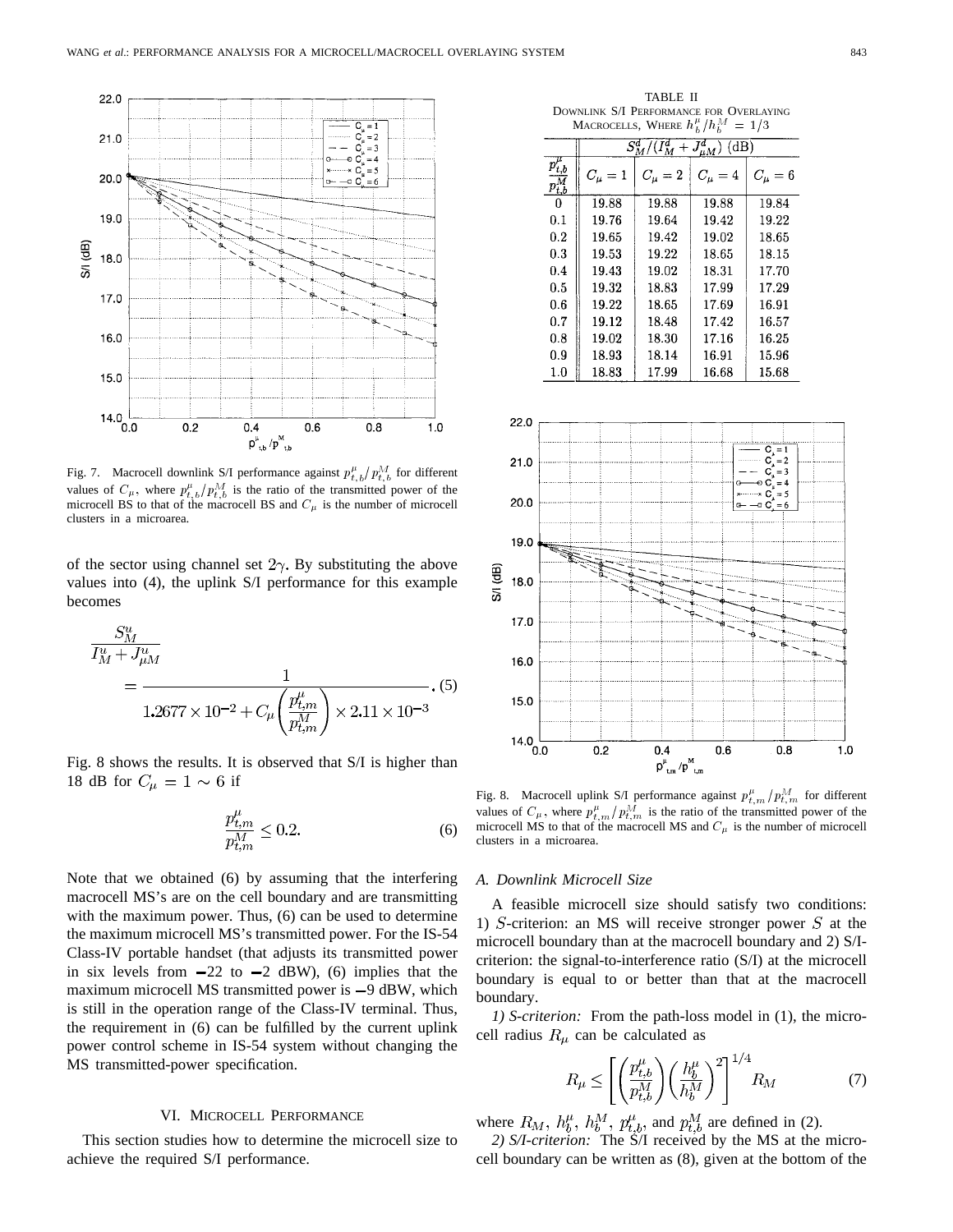Fig. 7. Macrocell downlink S/I performance against $p^{\mu}_{t,b}/p^{M}_{t,b}$ for different values of $C_{\mu}$, where $p^{\mu}_{t,b}/p^{M}_{t,b}$ is the ratio of the transmitted power of the microcell BS to that of the macrocell BS and $C_{\mu}$ is the number of microcell clusters in a microarea.

of the sector using channel set $2\gamma$. By substituting the above values into (4), the uplink S/I performance for this example becomes

$$\frac{S^u_M}{I^u_M + J^u_{\mu M}} = \frac{1}{1.2677 \times 10^{-2} + C_{\mu}\left(\dfrac{p^{\mu}_{t,m}}{p^{M}_{t,m}}\right) \times 2.11 \times 10^{-3}}. \quad (5)$$

Fig. 8 shows the results. It is observed that S/I is higher than 18 dB for $C_{\mu} = 1 \sim 6$ if

$$\frac{p^{\mu}_{t,m}}{p^{M}_{t,m}} \leq 0.2. \quad (6)$$

Note that we obtained (6) by assuming that the interfering macrocell MS's are on the cell boundary and are transmitting with the maximum power. Thus, (6) can be used to determine the maximum microcell MS's transmitted power. For the IS-54 Class-IV portable handset (that adjusts its transmitted power in six levels from −22 to −2 dBW), (6) implies that the maximum microcell MS transmitted power is −9 dBW, which is still in the operation range of the Class-IV terminal. Thus, the requirement in (6) can be fulfilled by the current uplink power control scheme in IS-54 system without changing the MS transmitted-power specification.

## VI. Microcell Performance

This section studies how to determine the microcell size to achieve the required S/I performance.

TABLE II
Downlink S/I Performance for Overlaying Macrocells, Where $h^{\mu}_b/h^{M}_b = 1/3$

| $\frac{p^{\mu}_{t,b}}{p^{M}_{t,b}}$ | $S^d_M/(I^d_M + J^d_{\mu M})$ (dB) | | | |
|---|---|---|---|---|
| | $C_{\mu}=1$ | $C_{\mu}=2$ | $C_{\mu}=4$ | $C_{\mu}=6$ |
| 0 | 19.88 | 19.88 | 19.88 | 19.84 |
| 0.1 | 19.76 | 19.64 | 19.42 | 19.22 |
| 0.2 | 19.65 | 19.42 | 19.02 | 18.65 |
| 0.3 | 19.53 | 19.22 | 18.65 | 18.15 |
| 0.4 | 19.43 | 19.02 | 18.31 | 17.70 |
| 0.5 | 19.32 | 18.83 | 17.99 | 17.29 |
| 0.6 | 19.22 | 18.65 | 17.69 | 16.91 |
| 0.7 | 19.12 | 18.48 | 17.42 | 16.57 |
| 0.8 | 19.02 | 18.30 | 17.16 | 16.25 |
| 0.9 | 18.93 | 18.14 | 16.91 | 15.96 |
| 1.0 | 18.83 | 17.99 | 16.68 | 15.68 |

Fig. 8. Macrocell uplink S/I performance against $p^{\mu}_{t,m}/p^{M}_{t,m}$ for different values of $C_{\mu}$, where $p^{\mu}_{t,m}/p^{M}_{t,m}$ is the ratio of the transmitted power of the microcell MS to that of the macrocell MS and $C_{\mu}$ is the number of microcell clusters in a microarea.

### A. Downlink Microcell Size

A feasible microcell size should satisfy two conditions: 1) $S$-criterion: an MS will receive stronger power $S$ at the microcell boundary than at the macrocell boundary and 2) S/I-criterion: the signal-to-interference ratio (S/I) at the microcell boundary is equal to or better than that at the macrocell boundary.

*1) S-criterion:* From the path-loss model in (1), the microcell radius $R_{\mu}$ can be calculated as

$$R_{\mu} \leq \left[\left(\frac{p^{\mu}_{t,b}}{p^{M}_{t,b}}\right)\left(\frac{h^{\mu}_b}{h^{M}_b}\right)^2\right]^{1/4} R_M \quad (7)$$

where $R_M$, $h^{\mu}_b$, $h^{M}_b$, $p^{\mu}_{t,b}$, and $p^{M}_{t,b}$ are defined in (2).

*2) S/I-criterion:* The S/I received by the MS at the microcell boundary can be written as (8), given at the bottom of the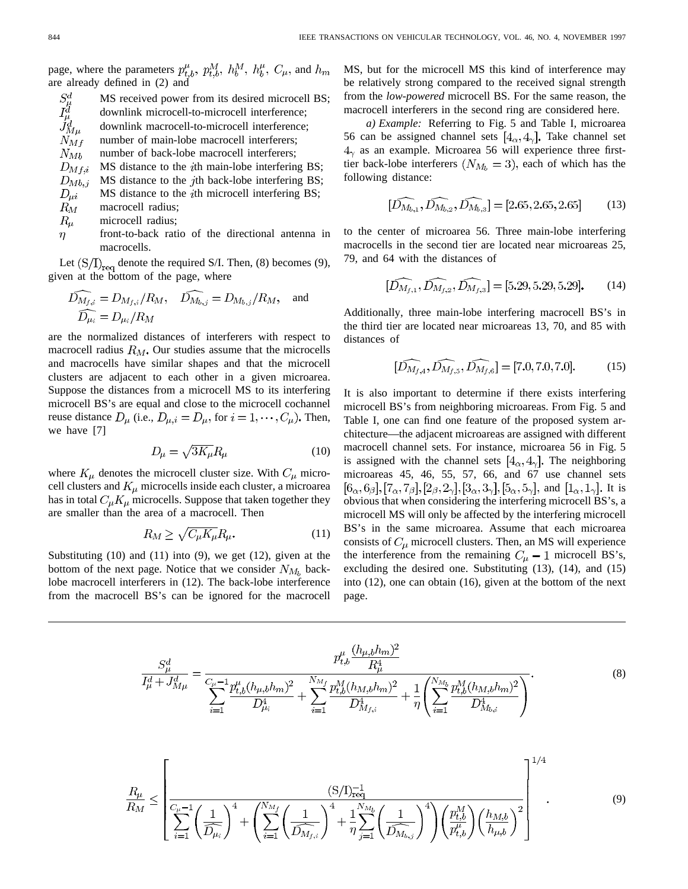page, where the parameters $p_{t,b}^{\mu}$, $p_{t,b}^{M}$, $h_b^M$, $h_b^{\mu}$, $C_{\mu}$, and $h_m$ are already defined in (2) and

| | |
|---|---|
| $S_{\mu}^d$ | MS received power from its desired microcell BS; |
| $I_{\mu}^d$ | downlink microcell-to-microcell interference; |
| $J_{M\mu}^d$ | downlink macrocell-to-microcell interference; |
| $N_{Mf}$ | number of main-lobe macrocell interferers; |
| $N_{Mb}$ | number of back-lobe macrocell interferers; |
| $D_{Mf,i}$ | MS distance to the $i$th main-lobe interfering BS; |
| $D_{Mb,j}$ | MS distance to the $j$th back-lobe interfering BS; |
| $D_{\mu i}$ | MS distance to the $i$th microcell interfering BS; |
| $R_M$ | macrocell radius; |
| $R_{\mu}$ | microcell radius; |
| $\eta$ | front-to-back ratio of the directional antenna in macrocells. |

Let $(\mathrm{S/I})_{\mathrm{req}}$ denote the required S/I. Then, (8) becomes (9), given at the bottom of the page, where

$$\widehat{D_{M_{f,i}}} = D_{M_{f,i}}/R_M, \quad \widehat{D_{M_{b,j}}} = D_{M_{b,j}}/R_M, \quad \text{and} \quad \widehat{D_{\mu_i}} = D_{\mu_i}/R_M$$

are the normalized distances of interferers with respect to macrocell radius $R_M$. Our studies assume that the microcells and macrocells have similar shapes and that the microcell clusters are adjacent to each other in a given microarea. Suppose the distances from a microcell MS to its interfering microcell BS's are equal and close to the microcell cochannel reuse distance $D_{\mu}$ (i.e., $D_{\mu,i} = D_{\mu}$, for $i = 1, \cdots, C_{\mu}$). Then, we have [7]

$$D_{\mu} = \sqrt{3K_{\mu}}R_{\mu} \tag{10}$$

where $K_{\mu}$ denotes the microcell cluster size. With $C_{\mu}$ microcell clusters and $K_{\mu}$ microcells inside each cluster, a microarea has in total $C_{\mu}K_{\mu}$ microcells. Suppose that taken together they are smaller than the area of a macrocell. Then

$$R_M \geq \sqrt{C_{\mu}K_{\mu}}R_{\mu}. \tag{11}$$

Substituting (10) and (11) into (9), we get (12), given at the bottom of the next page. Notice that we consider $N_{M_b}$ back-lobe macrocell interferers in (12). The back-lobe interference from the macrocell BS's can be ignored for the macrocell MS, but for the microcell MS this kind of interference may be relatively strong compared to the received signal strength from the *low-powered* microcell BS. For the same reason, the macrocell interferers in the second ring are considered here.

*a) Example:* Referring to Fig. 5 and Table I, microarea 56 can be assigned channel sets $[4_{\alpha}, 4_{\gamma}]$. Take channel set $4_{\gamma}$ as an example. Microarea 56 will experience three first-tier back-lobe interferers $(N_{M_b} = 3)$, each of which has the following distance:

$$[\widehat{D_{M_{b,1}}}, \widehat{D_{M_{b,2}}}, \widehat{D_{M_{b,3}}}] = [2.65, 2.65, 2.65] \tag{13}$$

to the center of microarea 56. Three main-lobe interfering macrocells in the second tier are located near microareas 25, 79, and 64 with the distances of

$$[\widehat{D_{M_{f,1}}}, \widehat{D_{M_{f,2}}}, \widehat{D_{M_{f,3}}}] = [5.29, 5.29, 5.29]. \tag{14}$$

Additionally, three main-lobe interfering macrocell BS's in the third tier are located near microareas 13, 70, and 85 with distances of

$$[\widehat{D_{M_{f,4}}}, \widehat{D_{M_{f,5}}}, \widehat{D_{M_{f,6}}}] = [7.0, 7.0, 7.0]. \tag{15}$$

It is also important to determine if there exists interfering microcell BS's from neighboring microareas. From Fig. 5 and Table I, one can find one feature of the proposed system architecture—the adjacent microareas are assigned with different macrocell channel sets. For instance, microarea 56 in Fig. 5 is assigned with the channel sets $[4_{\alpha}, 4_{\gamma}]$. The neighboring microareas 45, 46, 55, 57, 66, and 67 use channel sets $[6_{\alpha}, 6_{\beta}], [7_{\alpha}, 7_{\beta}], [2_{\beta}, 2_{\gamma}], [3_{\alpha}, 3_{\gamma}], [5_{\alpha}, 5_{\gamma}]$, and $[1_{\alpha}, 1_{\gamma}]$. It is obvious that when considering the interfering microcell BS's, a microcell MS will only be affected by the interfering microcell BS's in the same microarea. Assume that each microarea consists of $C_{\mu}$ microcell clusters. Then, an MS will experience the interference from the remaining $C_{\mu} - 1$ microcell BS's, excluding the desired one. Substituting (13), (14), and (15) into (12), one can obtain (16), given at the bottom of the next page.

$$\frac{S_{\mu}^d}{I_{\mu}^d + J_{M\mu}^d} = \frac{p_{t,b}^{\mu} \dfrac{(h_{\mu,b}h_m)^2}{R_{\mu}^4}}{\displaystyle\sum_{i=1}^{C_{\mu}-1} \frac{p_{t,b}^{\mu}(h_{\mu,b}h_m)^2}{D_{\mu_i}^4} + \sum_{i=1}^{N_{M_f}} \frac{p_{t,b}^{M}(h_{M,b}h_m)^2}{D_{M_{f,i}}^4} + \frac{1}{\eta}\left(\sum_{i=1}^{N_{M_b}} \frac{p_{t,b}^{M}(h_{M,b}h_m)^2}{D_{M_{b,i}}^4}\right)}. \tag{8}$$

$$\frac{R_{\mu}}{R_M} \leq \left[\frac{(\mathrm{S/I})_{\mathrm{req}}^{-1}}{\displaystyle\sum_{i=1}^{C_{\mu}-1}\left(\frac{1}{\widehat{D_{\mu_i}}}\right)^4 + \left(\sum_{i=1}^{N_{M_f}}\left(\frac{1}{\widehat{D_{M_{f,i}}}}\right)^4 + \frac{1}{\eta}\sum_{j=1}^{N_{M_b}}\left(\frac{1}{\widehat{D_{M_{b,j}}}}\right)^4\right)\left(\frac{p_{t,b}^{M}}{p_{t,b}^{\mu}}\right)\left(\frac{h_{M,b}}{h_{\mu,b}}\right)^2}\right]^{1/4}. \tag{9}$$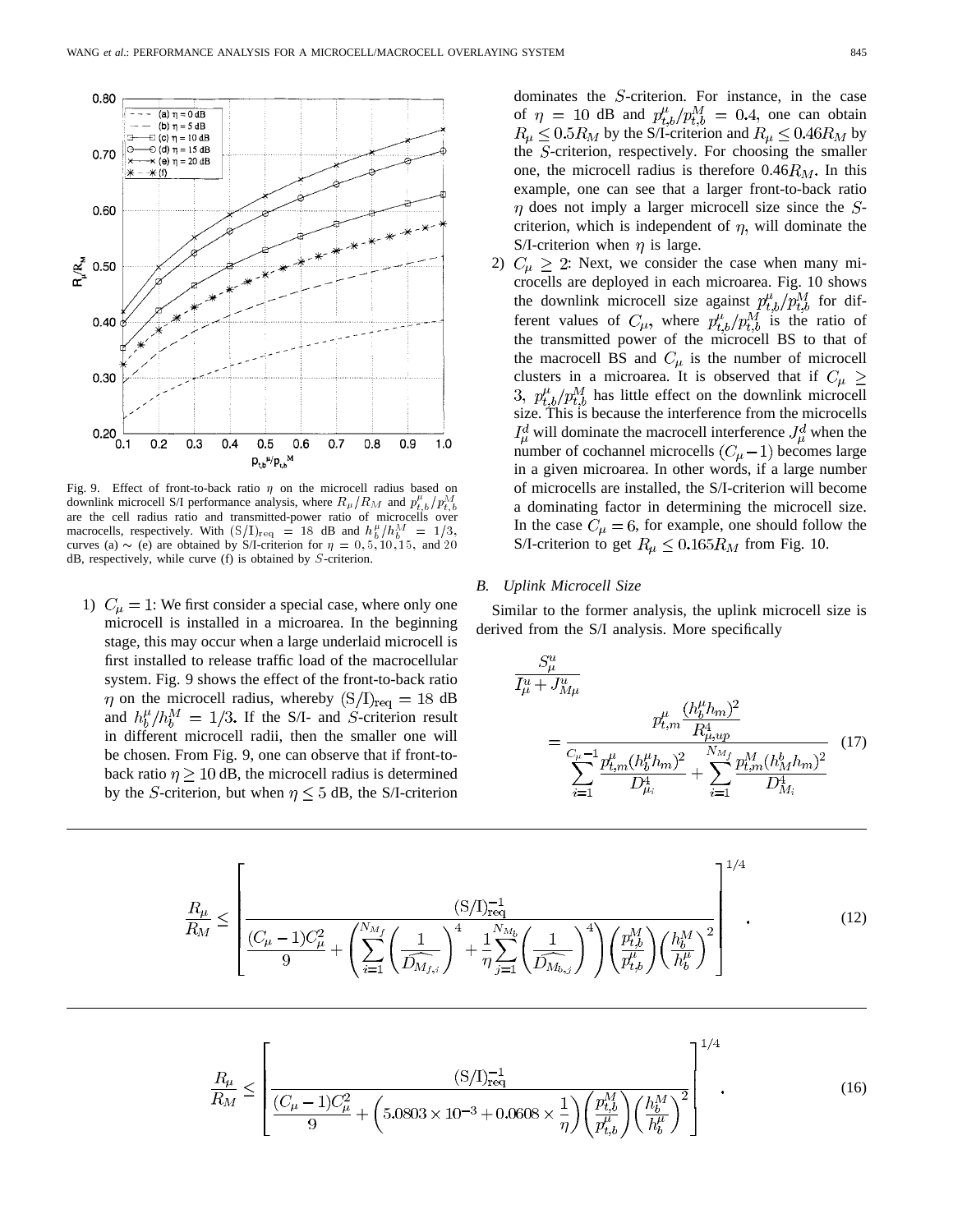Fig. 9. Effect of front-to-back ratio $\eta$ on the microcell radius based on downlink microcell S/I performance analysis, where $R_\mu/R_M$ and $p^{\mu}_{t,b}/p^{M}_{t,b}$ are the cell radius ratio and transmitted-power ratio of microcells over macrocells, respectively. With $(\mathrm{S/I})_{\mathrm{req}} = 18$ dB and $h^{\mu}_b/h^{M}_b = 1/3$, curves (a) $\sim$ (e) are obtained by S/I-criterion for $\eta = 0, 5, 10, 15$, and $20$ dB, respectively, while curve (f) is obtained by $S$-criterion.

1) $C_\mu = 1$: We first consider a special case, where only one microcell is installed in a microarea. In the beginning stage, this may occur when a large underlaid microcell is first installed to release traffic load of the macrocellular system. Fig. 9 shows the effect of the front-to-back ratio $\eta$ on the microcell radius, whereby $(\mathrm{S/I})_{\mathrm{req}} = 18$ dB and $h^{\mu}_b/h^{M}_b = 1/3$. If the S/I- and $S$-criterion result in different microcell radii, then the smaller one will be chosen. From Fig. 9, one can observe that if front-to-back ratio $\eta \geq 10$ dB, the microcell radius is determined by the $S$-criterion, but when $\eta \leq 5$ dB, the S/I-criterion dominates the $S$-criterion. For instance, in the case of $\eta = 10$ dB and $p^{\mu}_{t,b}/p^{M}_{t,b} = 0.4$, one can obtain $R_\mu \leq 0.5 R_M$ by the S/I-criterion and $R_\mu \leq 0.46 R_M$ by the $S$-criterion, respectively. For choosing the smaller one, the microcell radius is therefore $0.46 R_M$. In this example, one can see that a larger front-to-back ratio $\eta$ does not imply a larger microcell size since the $S$-criterion, which is independent of $\eta$, will dominate the S/I-criterion when $\eta$ is large.

2) $C_\mu \geq 2$: Next, we consider the case when many microcells are deployed in each microarea. Fig. 10 shows the downlink microcell size against $p^{\mu}_{t,b}/p^{M}_{t,b}$ for different values of $C_\mu$, where $p^{\mu}_{t,b}/p^{M}_{t,b}$ is the ratio of the transmitted power of the microcell BS to that of the macrocell BS and $C_\mu$ is the number of microcell clusters in a microarea. It is observed that if $C_\mu \geq 3$, $p^{\mu}_{t,b}/p^{M}_{t,b}$ has little effect on the downlink microcell size. This is because the interference from the microcells $I^{d}_{\mu}$ will dominate the macrocell interference $J^{d}_{\mu}$ when the number of cochannel microcells $(C_\mu - 1)$ becomes large in a given microarea. In other words, if a large number of microcells are installed, the S/I-criterion will become a dominating factor in determining the microcell size. In the case $C_\mu = 6$, for example, one should follow the S/I-criterion to get $R_\mu \leq 0.165 R_M$ from Fig. 10.

### B. Uplink Microcell Size

Similar to the former analysis, the uplink microcell size is derived from the S/I analysis. More specifically

$$\frac{S^{u}_{\mu}}{I^{u}_{\mu} + J^{u}_{M\mu}} = \frac{p^{\mu}_{t,m}\dfrac{(h^{\mu}_{b}h_m)^2}{R^{4}_{\mu,up}}}{\displaystyle\sum_{i=1}^{C_\mu - 1}\frac{p^{\mu}_{t,m}(h^{\mu}_{b}h_m)^2}{D^{4}_{\mu_i}} + \sum_{i=1}^{N_{M_f}}\frac{p^{M}_{t,m}(h^{b}_{M}h_m)^2}{D^{4}_{M_i}}} \tag{17}$$

$$\frac{R_\mu}{R_M} \leq \left[\frac{(\mathrm{S/I})^{-1}_{\mathrm{req}}}{\dfrac{(C_\mu - 1)C^2_\mu}{9} + \left(\displaystyle\sum_{i=1}^{N_{M_f}}\left(\frac{1}{\widehat{D_{M_{f,i}}}}\right)^4 + \frac{1}{\eta}\sum_{j=1}^{N_{M_b}}\left(\frac{1}{\widehat{D_{M_{b,j}}}}\right)^4\right)\left(\dfrac{p^{M}_{t,b}}{p^{\mu}_{t,b}}\right)\left(\dfrac{h^{M}_{b}}{h^{\mu}_{b}}\right)^2}\right]^{1/4}. \tag{12}$$

$$\frac{R_\mu}{R_M} \leq \left[\frac{(\mathrm{S/I})^{-1}_{\mathrm{req}}}{\dfrac{(C_\mu - 1)C^2_\mu}{9} + \left(5.0803 \times 10^{-3} + 0.0608 \times \dfrac{1}{\eta}\right)\left(\dfrac{p^{M}_{t,b}}{p^{\mu}_{t,b}}\right)\left(\dfrac{h^{M}_{b}}{h^{\mu}_{b}}\right)^2}\right]^{1/4}. \tag{16}$$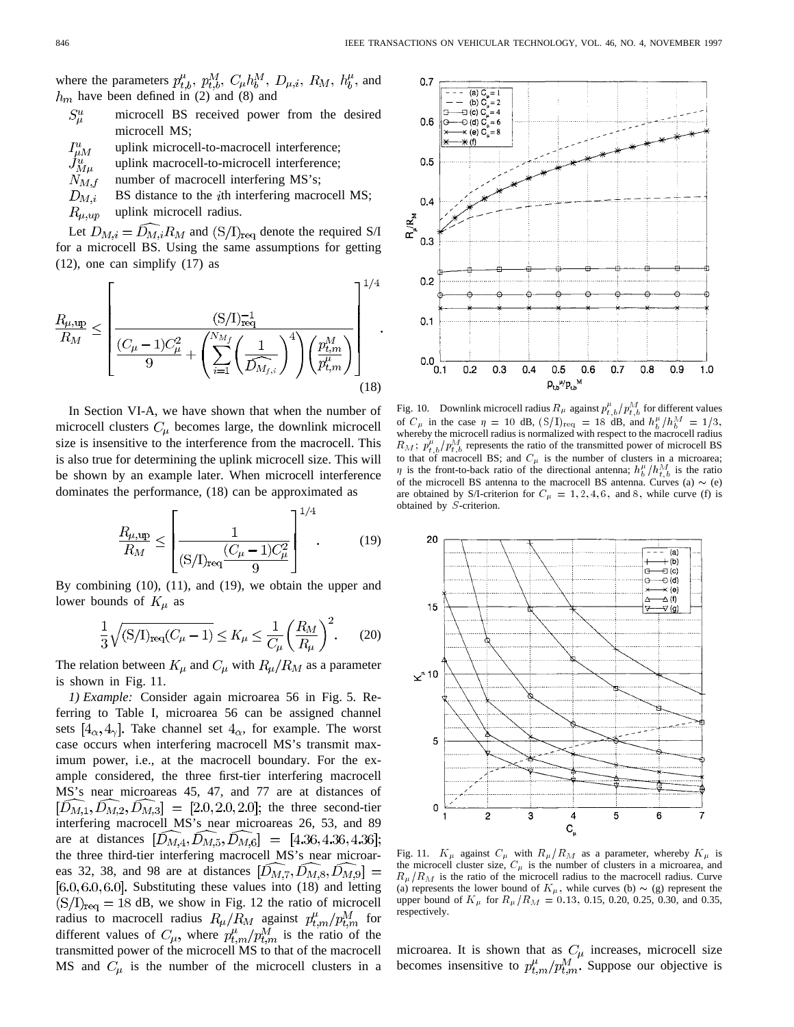where the parameters $p^{\mu}_{t,b}$, $p^{M}_{t,b}$, $C_{\mu}h^{M}_{b}$, $D_{\mu,i}$, $R_M$, $h^{\mu}_{b}$, and $h_m$ have been defined in (2) and (8) and

- $S^{u}_{\mu}$ microcell BS received power from the desired microcell MS;
- $I^{u}_{\mu M}$ uplink microcell-to-macrocell interference;
- $J^{u}_{M\mu}$ uplink macrocell-to-microcell interference;
- $N_{M,f}$ number of macrocell interfering MS's;
- $D_{M,i}$ BS distance to the $i$th interfering macrocell MS;
- $R_{\mu,up}$ uplink microcell radius.

Let $D_{M,i} = \widehat{D_{M,i}} R_M$ and $(\mathrm{S/I})_{\mathrm{req}}$ denote the required S/I for a microcell BS. Using the same assumptions for getting (12), one can simplify (17) as

$$\frac{R_{\mu,\mathrm{up}}}{R_M} \le \left[ \frac{(\mathrm{S/I})^{-1}_{\mathrm{req}}}{\dfrac{(C_\mu - 1)C_\mu^2}{9} + \left( \displaystyle\sum_{i=1}^{N_{M_f}} \left( \frac{1}{\widehat{D_{M_{f,i}}}} \right)^4 \right) \left( \dfrac{p^{M}_{t,m}}{p^{\mu}_{t,m}} \right)} \right]^{1/4}. \tag{18}$$

In Section VI-A, we have shown that when the number of microcell clusters $C_\mu$ becomes large, the downlink microcell size is insensitive to the interference from the macrocell. This is also true for determining the uplink microcell size. This will be shown by an example later. When microcell interference dominates the performance, (18) can be approximated as

$$\frac{R_{\mu,\mathrm{up}}}{R_M} \le \left[ \frac{1}{(\mathrm{S/I})_{\mathrm{req}} \dfrac{(C_\mu - 1)C_\mu^2}{9}} \right]^{1/4}. \tag{19}$$

By combining (10), (11), and (19), we obtain the upper and lower bounds of $K_\mu$ as

$$\frac{1}{3}\sqrt{(\mathrm{S/I})_{\mathrm{req}}(C_\mu - 1)} \le K_\mu \le \frac{1}{C_\mu}\left(\frac{R_M}{R_\mu}\right)^2. \tag{20}$$

The relation between $K_\mu$ and $C_\mu$ with $R_\mu/R_M$ as a parameter is shown in Fig. 11.

*1) Example:* Consider again microarea 56 in Fig. 5. Referring to Table I, microarea 56 can be assigned channel sets $[4_\alpha, 4_\gamma]$. Take channel set $4_\alpha$, for example. The worst case occurs when interfering macrocell MS's transmit maximum power, i.e., at the macrocell boundary. For the example considered, the three first-tier interfering macrocell MS's near microareas 45, 47, and 77 are at distances of $[\widehat{D_{M,1}}, \widehat{D_{M,2}}, \widehat{D_{M,3}}] = [2.0, 2.0, 2.0]$; the three second-tier interfering macrocell MS's near microareas 26, 53, and 89 are at distances $[\widehat{D_{M,4}}, \widehat{D_{M,5}}, \widehat{D_{M,6}}] = [4.36, 4.36, 4.36]$; the three third-tier interfering macrocell MS's near microareas 32, 38, and 98 are at distances $[\widehat{D_{M,7}}, \widehat{D_{M,8}}, \widehat{D_{M,9}}] = [6.0, 6.0, 6.0]$. Substituting these values into (18) and letting $(\mathrm{S/I})_{\mathrm{req}} = 18$ dB, we show in Fig. 12 the ratio of microcell radius to macrocell radius $R_\mu/R_M$ against $p^{\mu}_{t,m}/p^{M}_{t,m}$ for different values of $C_\mu$, where $p^{\mu}_{t,m}/p^{M}_{t,m}$ is the ratio of the transmitted power of the microcell MS to that of the macrocell MS and $C_\mu$ is the number of the microcell clusters in a microarea. It is shown that as $C_\mu$ increases, microcell size becomes insensitive to $p^{\mu}_{t,m}/p^{M}_{t,m}$. Suppose our objective is

Fig. 10. Downlink microcell radius $R_\mu$ against $p^{\mu}_{t,b}/p^{M}_{t,b}$ for different values of $C_\mu$ in the case $\eta = 10$ dB, $(\mathrm{S/I})_{\mathrm{req}} = 18$ dB, and $h^{\mu}_{b}/h^{M}_{b} = 1/3$, whereby the microcell radius is normalized with respect to the macrocell radius $R_M$; $p^{\mu}_{t,b}/p^{M}_{t,b}$ represents the ratio of the transmitted power of microcell BS to that of macrocell BS; and $C_\mu$ is the number of clusters in a microarea; $\eta$ is the front-to-back ratio of the directional antenna; $h^{\mu}_{b}/h^{M}_{t,b}$ is the ratio of the microcell BS antenna to the macrocell BS antenna. Curves (a) ~ (e) are obtained by S/I-criterion for $C_\mu = 1, 2, 4, 6$, and $8$, while curve (f) is obtained by $S$-criterion.

Fig. 11. $K_\mu$ against $C_\mu$ with $R_\mu/R_M$ as a parameter, whereby $K_\mu$ is the microcell cluster size, $C_\mu$ is the number of clusters in a microarea, and $R_\mu/R_M$ is the ratio of the microcell radius to the macrocell radius. Curve (a) represents the lower bound of $K_\mu$, while curves (b) ~ (g) represent the upper bound of $K_\mu$ for $R_\mu/R_M = 0.13$, 0.15, 0.20, 0.25, 0.30, and 0.35, respectively.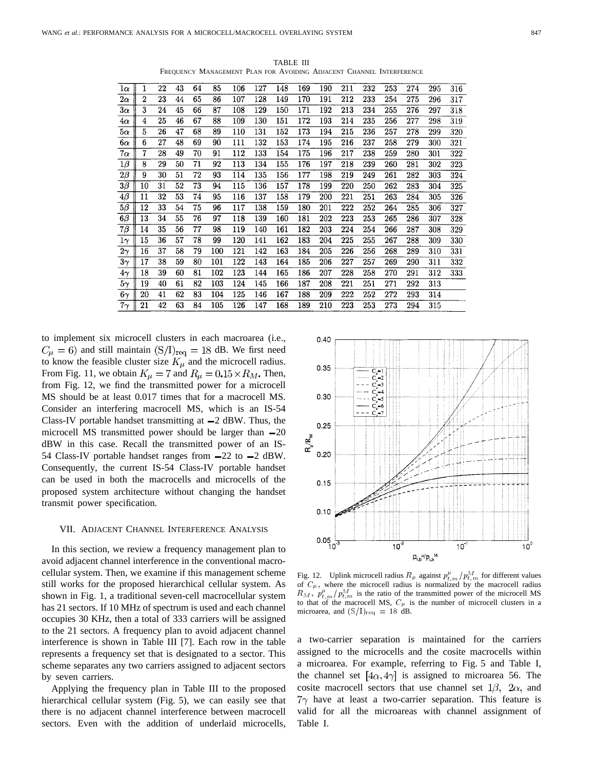TABLE III
FREQUENCY MANAGEMENT PLAN FOR AVOIDING ADJACENT CHANNEL INTERFERENCE

| | | | | | | | | | | | | | | | | |
|---|---|---|---|---|---|---|---|---|---|---|---|---|---|---|---|---|
| $1\alpha$ | 1 | 22 | 43 | 64 | 85 | 106 | 127 | 148 | 169 | 190 | 211 | 232 | 253 | 274 | 295 | 316 |
| $2\alpha$ | 2 | 23 | 44 | 65 | 86 | 107 | 128 | 149 | 170 | 191 | 212 | 233 | 254 | 275 | 296 | 317 |
| $3\alpha$ | 3 | 24 | 45 | 66 | 87 | 108 | 129 | 150 | 171 | 192 | 213 | 234 | 255 | 276 | 297 | 318 |
| $4\alpha$ | 4 | 25 | 46 | 67 | 88 | 109 | 130 | 151 | 172 | 193 | 214 | 235 | 256 | 277 | 298 | 319 |
| $5\alpha$ | 5 | 26 | 47 | 68 | 89 | 110 | 131 | 152 | 173 | 194 | 215 | 236 | 257 | 278 | 299 | 320 |
| $6\alpha$ | 6 | 27 | 48 | 69 | 90 | 111 | 132 | 153 | 174 | 195 | 216 | 237 | 258 | 279 | 300 | 321 |
| $7\alpha$ | 7 | 28 | 49 | 70 | 91 | 112 | 133 | 154 | 175 | 196 | 217 | 238 | 259 | 280 | 301 | 322 |
| $1\beta$ | 8 | 29 | 50 | 71 | 92 | 113 | 134 | 155 | 176 | 197 | 218 | 239 | 260 | 281 | 302 | 323 |
| $2\beta$ | 9 | 30 | 51 | 72 | 93 | 114 | 135 | 156 | 177 | 198 | 219 | 249 | 261 | 282 | 303 | 324 |
| $3\beta$ | 10 | 31 | 52 | 73 | 94 | 115 | 136 | 157 | 178 | 199 | 220 | 250 | 262 | 283 | 304 | 325 |
| $4\beta$ | 11 | 32 | 53 | 74 | 95 | 116 | 137 | 158 | 179 | 200 | 221 | 251 | 263 | 284 | 305 | 326 |
| $5\beta$ | 12 | 33 | 54 | 75 | 96 | 117 | 138 | 159 | 180 | 201 | 222 | 252 | 264 | 285 | 306 | 327 |
| $6\beta$ | 13 | 34 | 55 | 76 | 97 | 118 | 139 | 160 | 181 | 202 | 223 | 253 | 265 | 286 | 307 | 328 |
| $7\beta$ | 14 | 35 | 56 | 77 | 98 | 119 | 140 | 161 | 182 | 203 | 224 | 254 | 266 | 287 | 308 | 329 |
| $1\gamma$ | 15 | 36 | 57 | 78 | 99 | 120 | 141 | 162 | 183 | 204 | 225 | 255 | 267 | 288 | 309 | 330 |
| $2\gamma$ | 16 | 37 | 58 | 79 | 100 | 121 | 142 | 163 | 184 | 205 | 226 | 256 | 268 | 289 | 310 | 331 |
| $3\gamma$ | 17 | 38 | 59 | 80 | 101 | 122 | 143 | 164 | 185 | 206 | 227 | 257 | 269 | 290 | 311 | 332 |
| $4\gamma$ | 18 | 39 | 60 | 81 | 102 | 123 | 144 | 165 | 186 | 207 | 228 | 258 | 270 | 291 | 312 | 333 |
| $5\gamma$ | 19 | 40 | 61 | 82 | 103 | 124 | 145 | 166 | 187 | 208 | 221 | 251 | 271 | 292 | 313 | |
| $6\gamma$ | 20 | 41 | 62 | 83 | 104 | 125 | 146 | 167 | 188 | 209 | 222 | 252 | 272 | 293 | 314 | |
| $7\gamma$ | 21 | 42 | 63 | 84 | 105 | 126 | 147 | 168 | 189 | 210 | 223 | 253 | 273 | 294 | 315 | |

to implement six microcell clusters in each macroarea (i.e., $C_\mu = 6$) and still maintain $(\mathrm{S/I})_{\mathrm{req}} = 18$ dB. We first need to know the feasible cluster size $K_\mu$ and the microcell radius. From Fig. 11, we obtain $K_\mu = 7$ and $R_\mu = 0.15 \times R_M$. Then, from Fig. 12, we find the transmitted power for a microcell MS should be at least 0.017 times that for a macrocell MS. Consider an interfering macrocell MS, which is an IS-54 Class-IV portable handset transmitting at −2 dBW. Thus, the microcell MS transmitted power should be larger than −20 dBW in this case. Recall the transmitted power of an IS-54 Class-IV portable handset ranges from −22 to −2 dBW. Consequently, the current IS-54 Class-IV portable handset can be used in both the macrocells and microcells of the proposed system architecture without changing the handset transmit power specification.

## VII. ADJACENT CHANNEL INTERFERENCE ANALYSIS

In this section, we review a frequency management plan to avoid adjacent channel interference in the conventional macrocellular system. Then, we examine if this management scheme still works for the proposed hierarchical cellular system. As shown in Fig. 1, a traditional seven-cell macrocellular system has 21 sectors. If 10 MHz of spectrum is used and each channel occupies 30 KHz, then a total of 333 carriers will be assigned to the 21 sectors. A frequency plan to avoid adjacent channel interference is shown in Table III [7]. Each row in the table represents a frequency set that is designated to a sector. This scheme separates any two carriers assigned to adjacent sectors by seven carriers.

Applying the frequency plan in Table III to the proposed hierarchical cellular system (Fig. 5), we can easily see that there is no adjacent channel interference between macrocell sectors. Even with the addition of underlaid microcells,

Fig. 12. Uplink microcell radius $R_\mu$ against $p^{\mu}_{t,m}/p^{M}_{t,m}$ for different values of $C_\mu$, where the microcell radius is normalized by the macrocell radius $R_M$, $p^{\mu}_{t,m}/p^{M}_{t,m}$ is the ratio of the transmitted power of the microcell MS to that of the macrocell MS, $C_\mu$ is the number of microcell clusters in a microarea, and $(\mathrm{S/I})_{\mathrm{req}} = 18$ dB.

a two-carrier separation is maintained for the carriers assigned to the microcells and the cosite macrocells within a microarea. For example, referring to Fig. 5 and Table I, the channel set $[4\alpha, 4\gamma]$ is assigned to microarea 56. The cosite macrocell sectors that use channel set $1\beta$, $2\alpha$, and $7\gamma$ have at least a two-carrier separation. This feature is valid for all the microareas with channel assignment of Table I.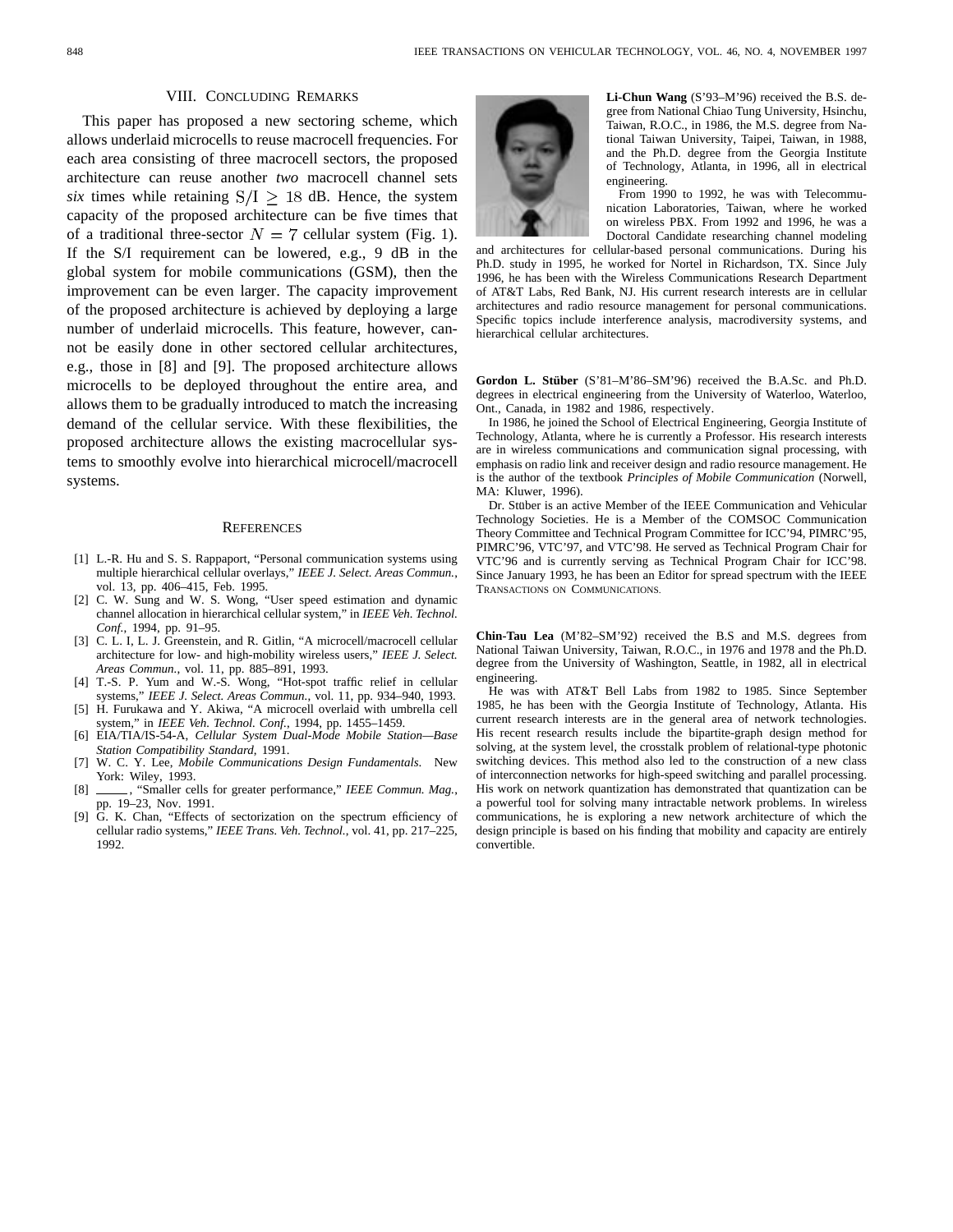## VIII. Concluding Remarks

This paper has proposed a new sectoring scheme, which allows underlaid microcells to reuse macrocell frequencies. For each area consisting of three macrocell sectors, the proposed architecture can reuse another *two* macrocell channel sets *six* times while retaining $\mathrm{S/I} \geq 18$ dB. Hence, the system capacity of the proposed architecture can be five times that of a traditional three-sector $N = 7$ cellular system (Fig. 1). If the S/I requirement can be lowered, e.g., 9 dB in the global system for mobile communications (GSM), then the improvement can be even larger. The capacity improvement of the proposed architecture is achieved by deploying a large number of underlaid microcells. This feature, however, cannot be easily done in other sectored cellular architectures, e.g., those in [8] and [9]. The proposed architecture allows microcells to be deployed throughout the entire area, and allows them to be gradually introduced to match the increasing demand of the cellular service. With these flexibilities, the proposed architecture allows the existing macrocellular systems to smoothly evolve into hierarchical microcell/macrocell systems.

## References

[1] L.-R. Hu and S. S. Rappaport, "Personal communication systems using multiple hierarchical cellular overlays," *IEEE J. Select. Areas Commun.*, vol. 13, pp. 406–415, Feb. 1995.

[2] C. W. Sung and W. S. Wong, "User speed estimation and dynamic channel allocation in hierarchical cellular system," in *IEEE Veh. Technol. Conf.*, 1994, pp. 91–95.

[3] C. L. I, L. J. Greenstein, and R. Gitlin, "A microcell/macrocell cellular architecture for low- and high-mobility wireless users," *IEEE J. Select. Areas Commun.*, vol. 11, pp. 885–891, 1993.

[4] T.-S. P. Yum and W.-S. Wong, "Hot-spot traffic relief in cellular systems," *IEEE J. Select. Areas Commun.*, vol. 11, pp. 934–940, 1993.

[5] H. Furukawa and Y. Akiwa, "A microcell overlaid with umbrella cell system," in *IEEE Veh. Technol. Conf.*, 1994, pp. 1455–1459.

[6] EIA/TIA/IS-54-A, *Cellular System Dual-Mode Mobile Station—Base Station Compatibility Standard*, 1991.

[7] W. C. Y. Lee, *Mobile Communications Design Fundamentals.* New York: Wiley, 1993.

[8] ——, "Smaller cells for greater performance," *IEEE Commun. Mag.*, pp. 19–23, Nov. 1991.

[9] G. K. Chan, "Effects of sectorization on the spectrum efficiency of cellular radio systems," *IEEE Trans. Veh. Technol.*, vol. 41, pp. 217–225, 1992.

**Li-Chun Wang** (S'93–M'96) received the B.S. degree from National Chiao Tung University, Hsinchu, Taiwan, R.O.C., in 1986, the M.S. degree from National Taiwan University, Taipei, Taiwan, in 1988, and the Ph.D. degree from the Georgia Institute of Technology, Atlanta, in 1996, all in electrical engineering.

From 1990 to 1992, he was with Telecommunication Laboratories, Taiwan, where he worked on wireless PBX. From 1992 and 1996, he was a Doctoral Candidate researching channel modeling and architectures for cellular-based personal communications. During his Ph.D. study in 1995, he worked for Nortel in Richardson, TX. Since July 1996, he has been with the Wireless Communications Research Department of AT&T Labs, Red Bank, NJ. His current research interests are in cellular architectures and radio resource management for personal communications. Specific topics include interference analysis, macrodiversity systems, and hierarchical cellular architectures.

**Gordon L. Stüber** (S'81–M'86–SM'96) received the B.A.Sc. and Ph.D. degrees in electrical engineering from the University of Waterloo, Waterloo, Ont., Canada, in 1982 and 1986, respectively.

In 1986, he joined the School of Electrical Engineering, Georgia Institute of Technology, Atlanta, where he is currently a Professor. His research interests are in wireless communications and communication signal processing, with emphasis on radio link and receiver design and radio resource management. He is the author of the textbook *Principles of Mobile Communication* (Norwell, MA: Kluwer, 1996).

Dr. Stüber is an active Member of the IEEE Communication and Vehicular Technology Societies. He is a Member of the COMSOC Communication Theory Committee and Technical Program Committee for ICC'94, PIMRC'95, PIMRC'96, VTC'97, and VTC'98. He served as Technical Program Chair for VTC'96 and is currently serving as Technical Program Chair for ICC'98. Since January 1993, he has been an Editor for spread spectrum with the IEEE Transactions on Communications.

**Chin-Tau Lea** (M'82–SM'92) received the B.S and M.S. degrees from National Taiwan University, Taiwan, R.O.C., in 1976 and 1978 and the Ph.D. degree from the University of Washington, Seattle, in 1982, all in electrical engineering.

He was with AT&T Bell Labs from 1982 to 1985. Since September 1985, he has been with the Georgia Institute of Technology, Atlanta. His current research interests are in the general area of network technologies. His recent research results include the bipartite-graph design method for solving, at the system level, the crosstalk problem of relational-type photonic switching devices. This method also led to the construction of a new class of interconnection networks for high-speed switching and parallel processing. His work on network quantization has demonstrated that quantization can be a powerful tool for solving many intractable network problems. In wireless communications, he is exploring a new network architecture of which the design principle is based on his finding that mobility and capacity are entirely convertible.